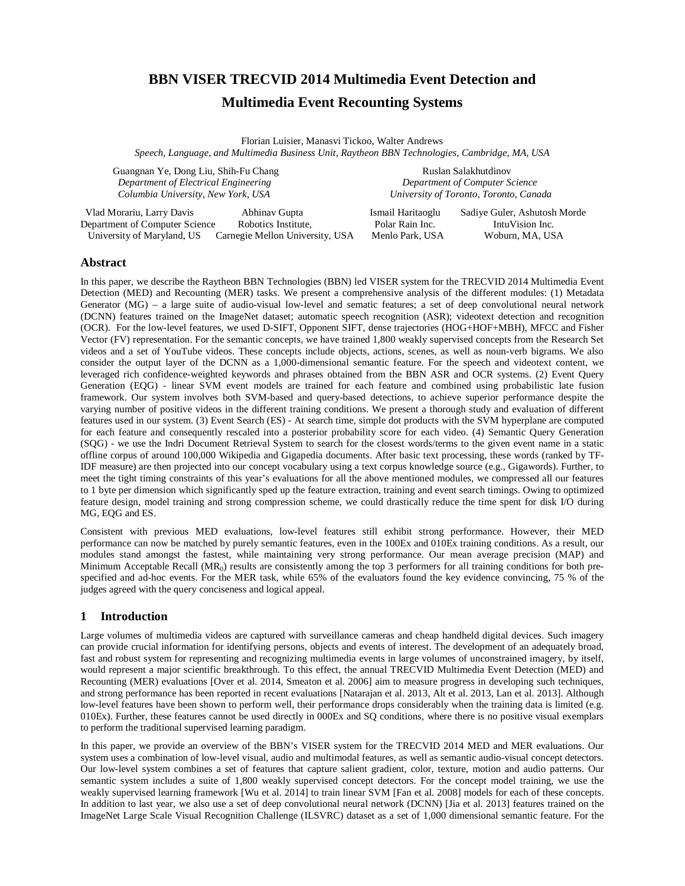# BBN VISER TRECVID 2014 Multimedia Event Detection and Multimedia Event Recounting Systems

Florian Luisier, Manasvi Tickoo, Walter Andrews
*Speech, Language, and Multimedia Business Unit, Raytheon BBN Technologies, Cambridge, MA, USA*

Guangnan Ye, Dong Liu, Shih-Fu Chang
*Department of Electrical Engineering*
*Columbia University, New York, USA*

Ruslan Salakhutdinov
*Department of Computer Science*
*University of Toronto, Toronto, Canada*

Vlad Morariu, Larry Davis
Department of Computer Science
University of Maryland, US

Abhinav Gupta
Robotics Institute,
Carnegie Mellon University, USA

Ismail Haritaoglu
Polar Rain Inc.
Menlo Park, USA

Sadiye Guler, Ashutosh Morde
IntuVision Inc.
Woburn, MA, USA

## Abstract

In this paper, we describe the Raytheon BBN Technologies (BBN) led VISER system for the TRECVID 2014 Multimedia Event Detection (MED) and Recounting (MER) tasks. We present a comprehensive analysis of the different modules: (1) Metadata Generator (MG) – a large suite of audio-visual low-level and sematic features; a set of deep convolutional neural network (DCNN) features trained on the ImageNet dataset; automatic speech recognition (ASR); videotext detection and recognition (OCR). For the low-level features, we used D-SIFT, Opponent SIFT, dense trajectories (HOG+HOF+MBH), MFCC and Fisher Vector (FV) representation. For the semantic concepts, we have trained 1,800 weakly supervised concepts from the Research Set videos and a set of YouTube videos. These concepts include objects, actions, scenes, as well as noun-verb bigrams. We also consider the output layer of the DCNN as a 1,000-dimensional semantic feature. For the speech and videotext content, we leveraged rich confidence-weighted keywords and phrases obtained from the BBN ASR and OCR systems. (2) Event Query Generation (EQG) - linear SVM event models are trained for each feature and combined using probabilistic late fusion framework. Our system involves both SVM-based and query-based detections, to achieve superior performance despite the varying number of positive videos in the different training conditions. We present a thorough study and evaluation of different features used in our system. (3) Event Search (ES) - At search time, simple dot products with the SVM hyperplane are computed for each feature and consequently rescaled into a posterior probability score for each video. (4) Semantic Query Generation (SQG) - we use the Indri Document Retrieval System to search for the closest words/terms to the given event name in a static offline corpus of around 100,000 Wikipedia and Gigapedia documents. After basic text processing, these words (ranked by TF-IDF measure) are then projected into our concept vocabulary using a text corpus knowledge source (e.g., Gigawords). Further, to meet the tight timing constraints of this year's evaluations for all the above mentioned modules, we compressed all our features to 1 byte per dimension which significantly sped up the feature extraction, training and event search timings. Owing to optimized feature design, model training and strong compression scheme, we could drastically reduce the time spent for disk I/O during MG, EQG and ES.

Consistent with previous MED evaluations, low-level features still exhibit strong performance. However, their MED performance can now be matched by purely semantic features, even in the 100Ex and 010Ex training conditions. As a result, our modules stand amongst the fastest, while maintaining very strong performance. Our mean average precision (MAP) and Minimum Acceptable Recall ($MR_0$) results are consistently among the top 3 performers for all training conditions for both pre-specified and ad-hoc events. For the MER task, while 65% of the evaluators found the key evidence convincing, 75 % of the judges agreed with the query conciseness and logical appeal.

## 1 Introduction

Large volumes of multimedia videos are captured with surveillance cameras and cheap handheld digital devices. Such imagery can provide crucial information for identifying persons, objects and events of interest. The development of an adequately broad, fast and robust system for representing and recognizing multimedia events in large volumes of unconstrained imagery, by itself, would represent a major scientific breakthrough. To this effect, the annual TRECVID Multimedia Event Detection (MED) and Recounting (MER) evaluations [Over et al. 2014, Smeaton et al. 2006] aim to measure progress in developing such techniques, and strong performance has been reported in recent evaluations [Natarajan et al. 2013, Alt et al. 2013, Lan et al. 2013]. Although low-level features have been shown to perform well, their performance drops considerably when the training data is limited (e.g. 010Ex). Further, these features cannot be used directly in 000Ex and SQ conditions, where there is no positive visual exemplars to perform the traditional supervised learning paradigm.

In this paper, we provide an overview of the BBN's VISER system for the TRECVID 2014 MED and MER evaluations. Our system uses a combination of low-level visual, audio and multimodal features, as well as semantic audio-visual concept detectors. Our low-level system combines a set of features that capture salient gradient, color, texture, motion and audio patterns. Our semantic system includes a suite of 1,800 weakly supervised concept detectors. For the concept model training, we use the weakly supervised learning framework [Wu et al. 2014] to train linear SVM [Fan et al. 2008] models for each of these concepts. In addition to last year, we also use a set of deep convolutional neural network (DCNN) [Jia et al. 2013] features trained on the ImageNet Large Scale Visual Recognition Challenge (ILSVRC) dataset as a set of 1,000 dimensional semantic feature. For the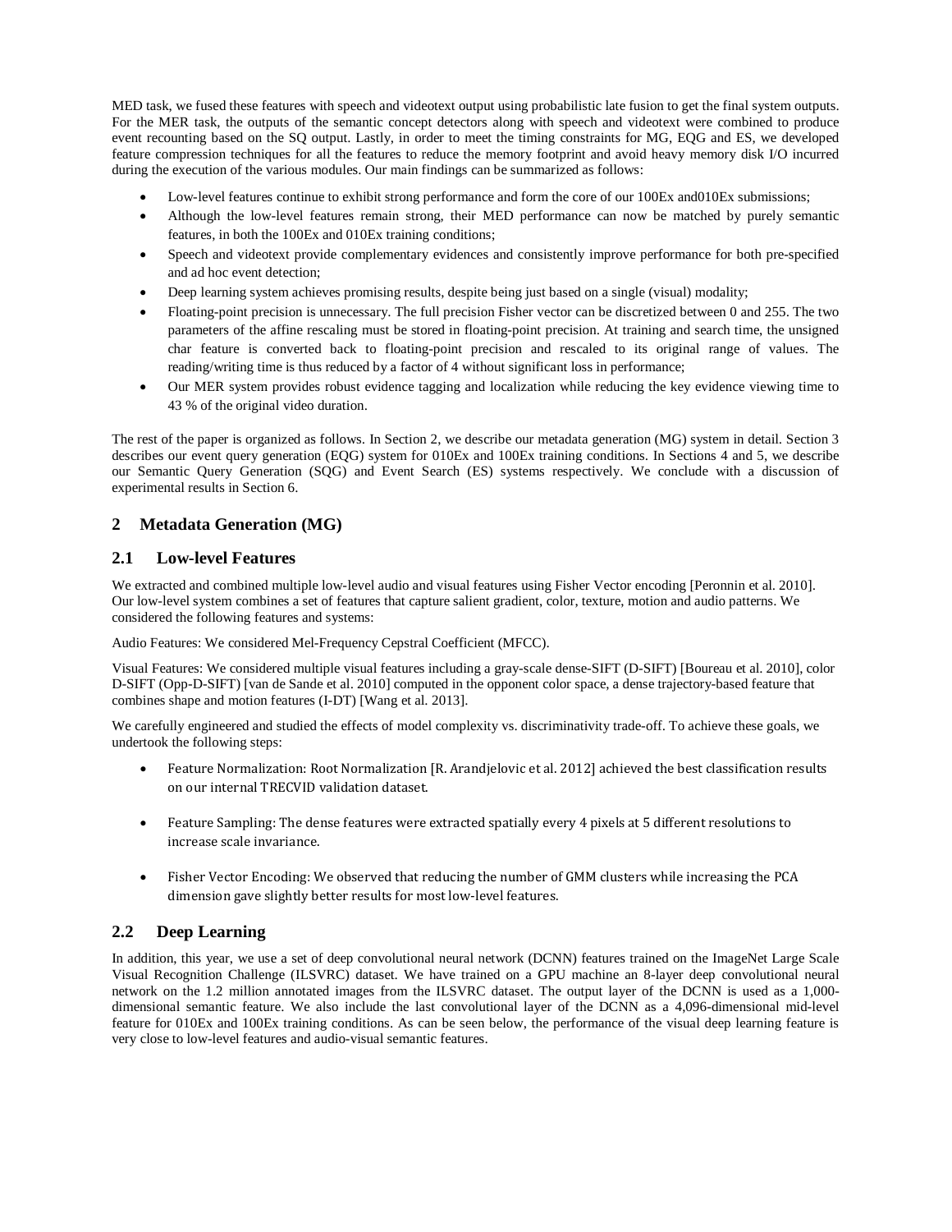MED task, we fused these features with speech and videotext output using probabilistic late fusion to get the final system outputs. For the MER task, the outputs of the semantic concept detectors along with speech and videotext were combined to produce event recounting based on the SQ output. Lastly, in order to meet the timing constraints for MG, EQG and ES, we developed feature compression techniques for all the features to reduce the memory footprint and avoid heavy memory disk I/O incurred during the execution of the various modules. Our main findings can be summarized as follows:

- Low-level features continue to exhibit strong performance and form the core of our 100Ex and010Ex submissions;
- Although the low-level features remain strong, their MED performance can now be matched by purely semantic features, in both the 100Ex and 010Ex training conditions;
- Speech and videotext provide complementary evidences and consistently improve performance for both pre-specified and ad hoc event detection;
- Deep learning system achieves promising results, despite being just based on a single (visual) modality;
- Floating-point precision is unnecessary. The full precision Fisher vector can be discretized between 0 and 255. The two parameters of the affine rescaling must be stored in floating-point precision. At training and search time, the unsigned char feature is converted back to floating-point precision and rescaled to its original range of values. The reading/writing time is thus reduced by a factor of 4 without significant loss in performance;
- Our MER system provides robust evidence tagging and localization while reducing the key evidence viewing time to 43 % of the original video duration.

The rest of the paper is organized as follows. In Section 2, we describe our metadata generation (MG) system in detail. Section 3 describes our event query generation (EQG) system for 010Ex and 100Ex training conditions. In Sections 4 and 5, we describe our Semantic Query Generation (SQG) and Event Search (ES) systems respectively. We conclude with a discussion of experimental results in Section 6.

## 2 Metadata Generation (MG)

### 2.1 Low-level Features

We extracted and combined multiple low-level audio and visual features using Fisher Vector encoding [Peronnin et al. 2010]. Our low-level system combines a set of features that capture salient gradient, color, texture, motion and audio patterns. We considered the following features and systems:

Audio Features: We considered Mel-Frequency Cepstral Coefficient (MFCC).

Visual Features: We considered multiple visual features including a gray-scale dense-SIFT (D-SIFT) [Boureau et al. 2010], color D-SIFT (Opp-D-SIFT) [van de Sande et al. 2010] computed in the opponent color space, a dense trajectory-based feature that combines shape and motion features (I-DT) [Wang et al. 2013].

We carefully engineered and studied the effects of model complexity vs. discriminativity trade-off. To achieve these goals, we undertook the following steps:

- Feature Normalization: Root Normalization [R. Arandjelovic et al. 2012] achieved the best classification results on our internal TRECVID validation dataset.
- Feature Sampling: The dense features were extracted spatially every 4 pixels at 5 different resolutions to increase scale invariance.
- Fisher Vector Encoding: We observed that reducing the number of GMM clusters while increasing the PCA dimension gave slightly better results for most low-level features.

### 2.2 Deep Learning

In addition, this year, we use a set of deep convolutional neural network (DCNN) features trained on the ImageNet Large Scale Visual Recognition Challenge (ILSVRC) dataset. We have trained on a GPU machine an 8-layer deep convolutional neural network on the 1.2 million annotated images from the ILSVRC dataset. The output layer of the DCNN is used as a 1,000-dimensional semantic feature. We also include the last convolutional layer of the DCNN as a 4,096-dimensional mid-level feature for 010Ex and 100Ex training conditions. As can be seen below, the performance of the visual deep learning feature is very close to low-level features and audio-visual semantic features.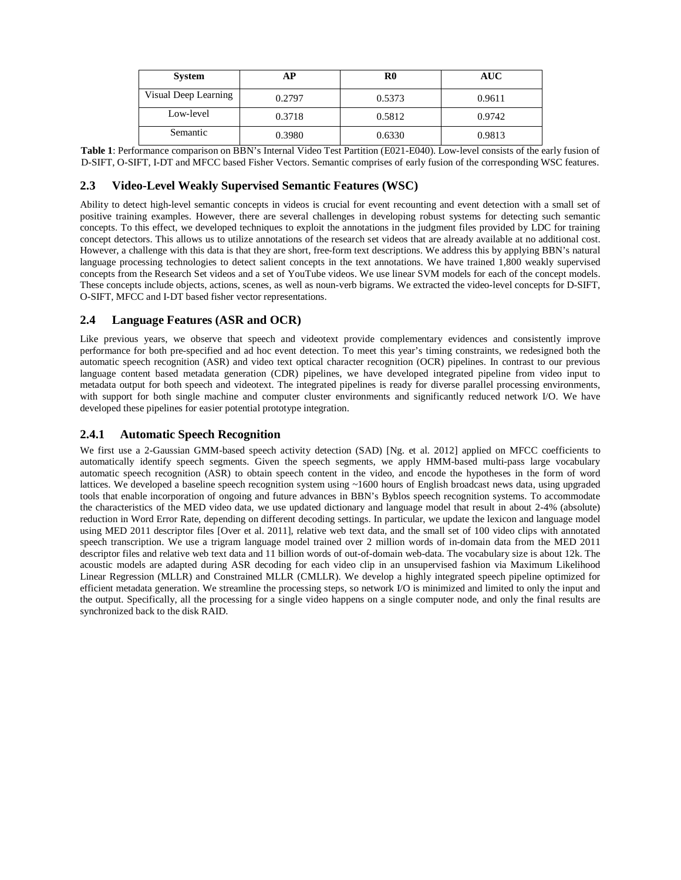| System | AP | R0 | AUC |
| --- | --- | --- | --- |
| Visual Deep Learning | 0.2797 | 0.5373 | 0.9611 |
| Low-level | 0.3718 | 0.5812 | 0.9742 |
| Semantic | 0.3980 | 0.6330 | 0.9813 |

**Table 1**: Performance comparison on BBN's Internal Video Test Partition (E021-E040). Low-level consists of the early fusion of D-SIFT, O-SIFT, I-DT and MFCC based Fisher Vectors. Semantic comprises of early fusion of the corresponding WSC features.

### 2.3 Video-Level Weakly Supervised Semantic Features (WSC)

Ability to detect high-level semantic concepts in videos is crucial for event recounting and event detection with a small set of positive training examples. However, there are several challenges in developing robust systems for detecting such semantic concepts. To this effect, we developed techniques to exploit the annotations in the judgment files provided by LDC for training concept detectors. This allows us to utilize annotations of the research set videos that are already available at no additional cost. However, a challenge with this data is that they are short, free-form text descriptions. We address this by applying BBN's natural language processing technologies to detect salient concepts in the text annotations. We have trained 1,800 weakly supervised concepts from the Research Set videos and a set of YouTube videos. We use linear SVM models for each of the concept models. These concepts include objects, actions, scenes, as well as noun-verb bigrams. We extracted the video-level concepts for D-SIFT, O-SIFT, MFCC and I-DT based fisher vector representations.

### 2.4 Language Features (ASR and OCR)

Like previous years, we observe that speech and videotext provide complementary evidences and consistently improve performance for both pre-specified and ad hoc event detection. To meet this year's timing constraints, we redesigned both the automatic speech recognition (ASR) and video text optical character recognition (OCR) pipelines. In contrast to our previous language content based metadata generation (CDR) pipelines, we have developed integrated pipeline from video input to metadata output for both speech and videotext. The integrated pipelines is ready for diverse parallel processing environments, with support for both single machine and computer cluster environments and significantly reduced network I/O. We have developed these pipelines for easier potential prototype integration.

#### 2.4.1 Automatic Speech Recognition

We first use a 2-Gaussian GMM-based speech activity detection (SAD) [Ng. et al. 2012] applied on MFCC coefficients to automatically identify speech segments. Given the speech segments, we apply HMM-based multi-pass large vocabulary automatic speech recognition (ASR) to obtain speech content in the video, and encode the hypotheses in the form of word lattices. We developed a baseline speech recognition system using ~1600 hours of English broadcast news data, using upgraded tools that enable incorporation of ongoing and future advances in BBN's Byblos speech recognition systems. To accommodate the characteristics of the MED video data, we use updated dictionary and language model that result in about 2-4% (absolute) reduction in Word Error Rate, depending on different decoding settings. In particular, we update the lexicon and language model using MED 2011 descriptor files [Over et al. 2011], relative web text data, and the small set of 100 video clips with annotated speech transcription. We use a trigram language model trained over 2 million words of in-domain data from the MED 2011 descriptor files and relative web text data and 11 billion words of out-of-domain web-data. The vocabulary size is about 12k. The acoustic models are adapted during ASR decoding for each video clip in an unsupervised fashion via Maximum Likelihood Linear Regression (MLLR) and Constrained MLLR (CMLLR). We develop a highly integrated speech pipeline optimized for efficient metadata generation. We streamline the processing steps, so network I/O is minimized and limited to only the input and the output. Specifically, all the processing for a single video happens on a single computer node, and only the final results are synchronized back to the disk RAID.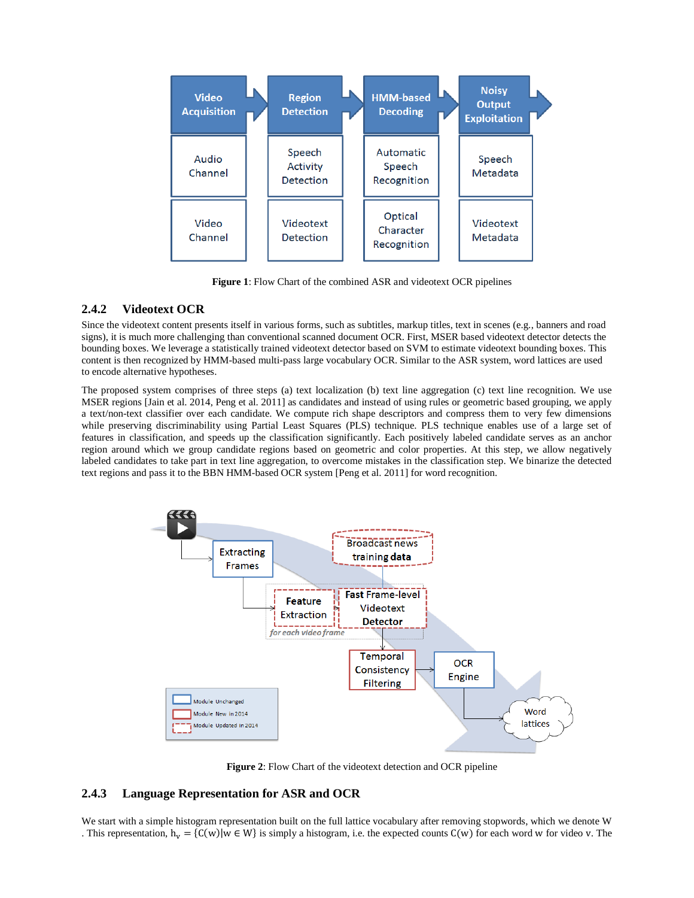**Figure 1**: Flow Chart of the combined ASR and videotext OCR pipelines

### 2.4.2 Videotext OCR

Since the videotext content presents itself in various forms, such as subtitles, markup titles, text in scenes (e.g., banners and road signs), it is much more challenging than conventional scanned document OCR. First, MSER based videotext detector detects the bounding boxes. We leverage a statistically trained videotext detector based on SVM to estimate videotext bounding boxes. This content is then recognized by HMM-based multi-pass large vocabulary OCR. Similar to the ASR system, word lattices are used to encode alternative hypotheses.

The proposed system comprises of three steps (a) text localization (b) text line aggregation (c) text line recognition. We use MSER regions [Jain et al. 2014, Peng et al. 2011] as candidates and instead of using rules or geometric based grouping, we apply a text/non-text classifier over each candidate. We compute rich shape descriptors and compress them to very few dimensions while preserving discriminability using Partial Least Squares (PLS) technique. PLS technique enables use of a large set of features in classification, and speeds up the classification significantly. Each positively labeled candidate serves as an anchor region around which we group candidate regions based on geometric and color properties. At this step, we allow negatively labeled candidates to take part in text line aggregation, to overcome mistakes in the classification step. We binarize the detected text regions and pass it to the BBN HMM-based OCR system [Peng et al. 2011] for word recognition.

**Figure 2**: Flow Chart of the videotext detection and OCR pipeline

### 2.4.3 Language Representation for ASR and OCR

We start with a simple histogram representation built on the full lattice vocabulary after removing stopwords, which we denote W . This representation, $h_v = \{C(w)|w \in W\}$ is simply a histogram, i.e. the expected counts $C(w)$ for each word w for video v. The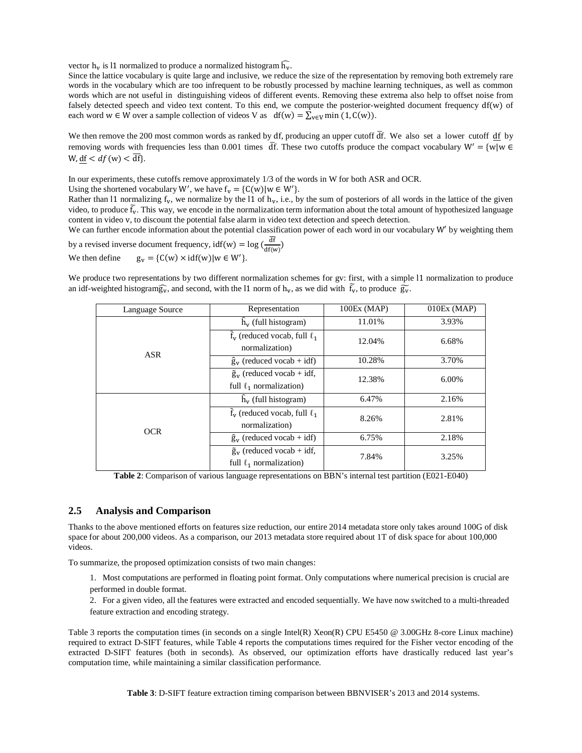vector $h_v$ is l1 normalized to produce a normalized histogram $\widehat{h_v}$.

Since the lattice vocabulary is quite large and inclusive, we reduce the size of the representation by removing both extremely rare words in the vocabulary which are too infrequent to be robustly processed by machine learning techniques, as well as common words which are not useful in distinguishing videos of different events. Removing these extrema also help to offset noise from falsely detected speech and video text content. To this end, we compute the posterior-weighted document frequency df(w) of each word $w \in W$ over a sample collection of videos V as $\mathrm{df}(w) = \sum_{v \in V} \min(1, C(w))$.

We then remove the 200 most common words as ranked by df, producing an upper cutoff $\overline{\mathrm{df}}$. We also set a lower cutoff $\underline{\mathrm{df}}$ by removing words with frequencies less than 0.001 times $\overline{\mathrm{df}}$. These two cutoffs produce the compact vocabulary $W' = \{w | w \in W, \underline{\mathrm{df}} < df(w) < \overline{\mathrm{df}}\}$.

In our experiments, these cutoffs remove approximately 1/3 of the words in W for both ASR and OCR.

Using the shortened vocabulary $W'$, we have $f_v = \{C(w) | w \in W'\}$.

Rather than l1 normalizing $f_v$, we normalize by the l1 of $h_v$, i.e., by the sum of posteriors of all words in the lattice of the given video, to produce $\widetilde{f_v}$. This way, we encode in the normalization term information about the total amount of hypothesized language content in video v, to discount the potential false alarm in video text detection and speech detection.

We can further encode information about the potential classification power of each word in our vocabulary $W'$ by weighting them by a revised inverse document frequency, $\mathrm{idf}(w) = \log\left(\frac{\overline{\mathrm{df}}}{\mathrm{df}(w)}\right)$

We then define $g_v = \{C(w) \times \mathrm{idf}(w) | w \in W'\}$.

We produce two representations by two different normalization schemes for gv: first, with a simple l1 normalization to produce an idf-weighted histogram $\widehat{g_v}$, and second, with the l1 norm of $h_v$, as we did with $\widetilde{f_v}$, to produce $\widetilde{g_v}$.

| Language Source | Representation | 100Ex (MAP) | 010Ex (MAP) |
|---|---|---|---|
| ASR | $\hat{h}_v$ (full histogram) | 11.01% | 3.93% |
| | $\tilde{f}_v$ (reduced vocab, full $\ell_1$ normalization) | 12.04% | 6.68% |
| | $\hat{g}_v$ (reduced vocab + idf) | 10.28% | 3.70% |
| | $\tilde{g}_v$ (reduced vocab + idf, full $\ell_1$ normalization) | 12.38% | 6.00% |
| OCR | $\hat{h}_v$ (full histogram) | 6.47% | 2.16% |
| | $\tilde{f}_v$ (reduced vocab, full $\ell_1$ normalization) | 8.26% | 2.81% |
| | $\hat{g}_v$ (reduced vocab + idf) | 6.75% | 2.18% |
| | $\tilde{g}_v$ (reduced vocab + idf, full $\ell_1$ normalization) | 7.84% | 3.25% |

**Table 2**: Comparison of various language representations on BBN's internal test partition (E021-E040)

## 2.5 Analysis and Comparison

Thanks to the above mentioned efforts on features size reduction, our entire 2014 metadata store only takes around 100G of disk space for about 200,000 videos. As a comparison, our 2013 metadata store required about 1T of disk space for about 100,000 videos.

To summarize, the proposed optimization consists of two main changes:

1. Most computations are performed in floating point format. Only computations where numerical precision is crucial are performed in double format.
2. For a given video, all the features were extracted and encoded sequentially. We have now switched to a multi-threaded feature extraction and encoding strategy.

Table 3 reports the computation times (in seconds on a single Intel(R) Xeon(R) CPU E5450 @ 3.00GHz 8-core Linux machine) required to extract D-SIFT features, while Table 4 reports the computations times required for the Fisher vector encoding of the extracted D-SIFT features (both in seconds). As observed, our optimization efforts have drastically reduced last year's computation time, while maintaining a similar classification performance.

**Table 3**: D-SIFT feature extraction timing comparison between BBNVISER's 2013 and 2014 systems.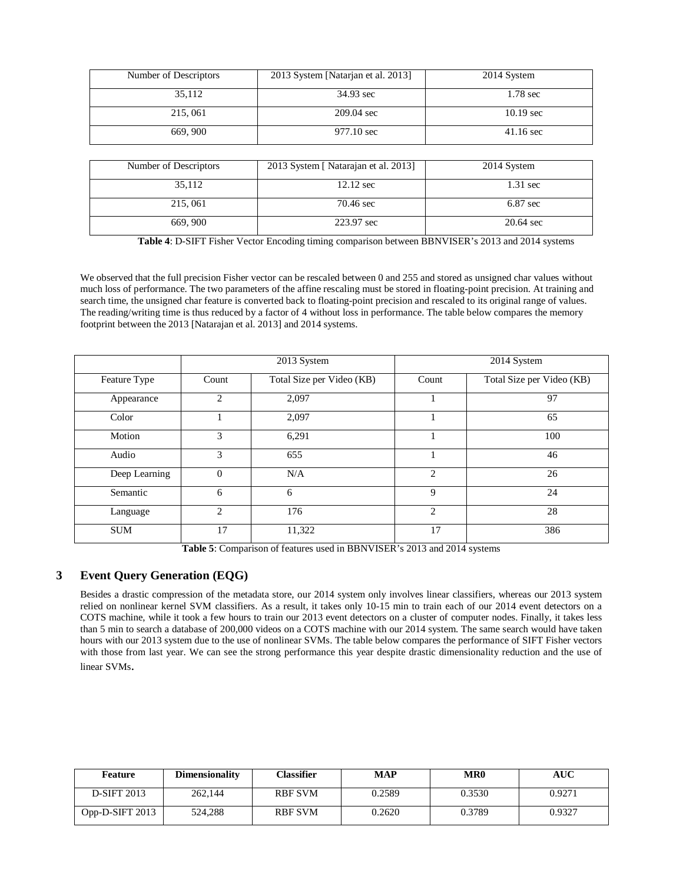| Number of Descriptors | 2013 System [Natarjan et al. 2013] | 2014 System |
|---|---|---|
| 35,112 | 34.93 sec | 1.78 sec |
| 215, 061 | 209.04 sec | 10.19 sec |
| 669, 900 | 977.10 sec | 41.16 sec |

| Number of Descriptors | 2013 System [ Natarajan et al. 2013] | 2014 System |
|---|---|---|
| 35,112 | 12.12 sec | 1.31 sec |
| 215, 061 | 70.46 sec | 6.87 sec |
| 669, 900 | 223.97 sec | 20.64 sec |

**Table 4**: D-SIFT Fisher Vector Encoding timing comparison between BBNVISER's 2013 and 2014 systems

We observed that the full precision Fisher vector can be rescaled between 0 and 255 and stored as unsigned char values without much loss of performance. The two parameters of the affine rescaling must be stored in floating-point precision. At training and search time, the unsigned char feature is converted back to floating-point precision and rescaled to its original range of values. The reading/writing time is thus reduced by a factor of 4 without loss in performance. The table below compares the memory footprint between the 2013 [Natarajan et al. 2013] and 2014 systems.

| | 2013 System | | 2014 System | |
|---|---|---|---|---|
| Feature Type | Count | Total Size per Video (KB) | Count | Total Size per Video (KB) |
| Appearance | 2 | 2,097 | 1 | 97 |
| Color | 1 | 2,097 | 1 | 65 |
| Motion | 3 | 6,291 | 1 | 100 |
| Audio | 3 | 655 | 1 | 46 |
| Deep Learning | 0 | N/A | 2 | 26 |
| Semantic | 6 | 6 | 9 | 24 |
| Language | 2 | 176 | 2 | 28 |
| SUM | 17 | 11,322 | 17 | 386 |

**Table 5**: Comparison of features used in BBNVISER's 2013 and 2014 systems

## 3 Event Query Generation (EQG)

Besides a drastic compression of the metadata store, our 2014 system only involves linear classifiers, whereas our 2013 system relied on nonlinear kernel SVM classifiers. As a result, it takes only 10-15 min to train each of our 2014 event detectors on a COTS machine, while it took a few hours to train our 2013 event detectors on a cluster of computer nodes. Finally, it takes less than 5 min to search a database of 200,000 videos on a COTS machine with our 2014 system. The same search would have taken hours with our 2013 system due to the use of nonlinear SVMs. The table below compares the performance of SIFT Fisher vectors with those from last year. We can see the strong performance this year despite drastic dimensionality reduction and the use of linear SVMs.

| **Feature** | **Dimensionality** | **Classifier** | **MAP** | **MR0** | **AUC** |
|---|---|---|---|---|---|
| D-SIFT 2013 | 262,144 | RBF SVM | 0.2589 | 0.3530 | 0.9271 |
| Opp-D-SIFT 2013 | 524,288 | RBF SVM | 0.2620 | 0.3789 | 0.9327 |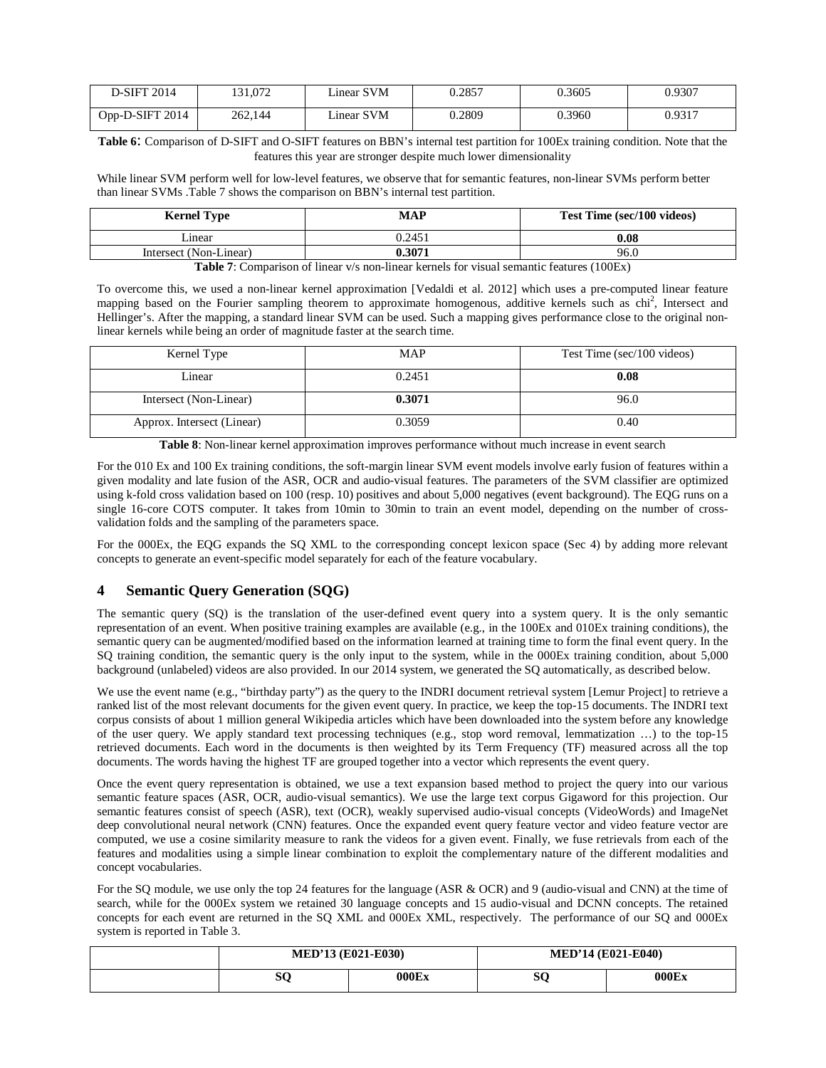| D-SIFT 2014 | 131,072 | Linear SVM | 0.2857 | 0.3605 | 0.9307 |
|---|---|---|---|---|---|
| Opp-D-SIFT 2014 | 262,144 | Linear SVM | 0.2809 | 0.3960 | 0.9317 |

**Table 6**: Comparison of D-SIFT and O-SIFT features on BBN's internal test partition for 100Ex training condition. Note that the features this year are stronger despite much lower dimensionality

While linear SVM perform well for low-level features, we observe that for semantic features, non-linear SVMs perform better than linear SVMs .Table 7 shows the comparison on BBN's internal test partition.

| **Kernel Type** | **MAP** | **Test Time (sec/100 videos)** |
|---|---|---|
| Linear | 0.2451 | **0.08** |
| Intersect (Non-Linear) | **0.3071** | 96.0 |

**Table 7**: Comparison of linear v/s non-linear kernels for visual semantic features (100Ex)

To overcome this, we used a non-linear kernel approximation [Vedaldi et al. 2012] which uses a pre-computed linear feature mapping based on the Fourier sampling theorem to approximate homogenous, additive kernels such as $chi^2$, Intersect and Hellinger's. After the mapping, a standard linear SVM can be used. Such a mapping gives performance close to the original non-linear kernels while being an order of magnitude faster at the search time.

| Kernel Type | MAP | Test Time (sec/100 videos) |
|---|---|---|
| Linear | 0.2451 | **0.08** |
| Intersect (Non-Linear) | **0.3071** | 96.0 |
| Approx. Intersect (Linear) | 0.3059 | 0.40 |

**Table 8**: Non-linear kernel approximation improves performance without much increase in event search

For the 010 Ex and 100 Ex training conditions, the soft-margin linear SVM event models involve early fusion of features within a given modality and late fusion of the ASR, OCR and audio-visual features. The parameters of the SVM classifier are optimized using k-fold cross validation based on 100 (resp. 10) positives and about 5,000 negatives (event background). The EQG runs on a single 16-core COTS computer. It takes from 10min to 30min to train an event model, depending on the number of cross-validation folds and the sampling of the parameters space.

For the 000Ex, the EQG expands the SQ XML to the corresponding concept lexicon space (Sec 4) by adding more relevant concepts to generate an event-specific model separately for each of the feature vocabulary.

## 4 Semantic Query Generation (SQG)

The semantic query (SQ) is the translation of the user-defined event query into a system query. It is the only semantic representation of an event. When positive training examples are available (e.g., in the 100Ex and 010Ex training conditions), the semantic query can be augmented/modified based on the information learned at training time to form the final event query. In the SQ training condition, the semantic query is the only input to the system, while in the 000Ex training condition, about 5,000 background (unlabeled) videos are also provided. In our 2014 system, we generated the SQ automatically, as described below.

We use the event name (e.g., "birthday party") as the query to the INDRI document retrieval system [Lemur Project] to retrieve a ranked list of the most relevant documents for the given event query. In practice, we keep the top-15 documents. The INDRI text corpus consists of about 1 million general Wikipedia articles which have been downloaded into the system before any knowledge of the user query. We apply standard text processing techniques (e.g., stop word removal, lemmatization …) to the top-15 retrieved documents. Each word in the documents is then weighted by its Term Frequency (TF) measured across all the top documents. The words having the highest TF are grouped together into a vector which represents the event query.

Once the event query representation is obtained, we use a text expansion based method to project the query into our various semantic feature spaces (ASR, OCR, audio-visual semantics). We use the large text corpus Gigaword for this projection. Our semantic features consist of speech (ASR), text (OCR), weakly supervised audio-visual concepts (VideoWords) and ImageNet deep convolutional neural network (CNN) features. Once the expanded event query feature vector and video feature vector are computed, we use a cosine similarity measure to rank the videos for a given event. Finally, we fuse retrievals from each of the features and modalities using a simple linear combination to exploit the complementary nature of the different modalities and concept vocabularies.

For the SQ module, we use only the top 24 features for the language (ASR & OCR) and 9 (audio-visual and CNN) at the time of search, while for the 000Ex system we retained 30 language concepts and 15 audio-visual and DCNN concepts. The retained concepts for each event are returned in the SQ XML and 000Ex XML, respectively. The performance of our SQ and 000Ex system is reported in Table 3.

| | **MED'13 (E021-E030)** | | **MED'14 (E021-E040)** | |
|---|---|---|---|---|
| | **SQ** | **000Ex** | **SQ** | **000Ex** |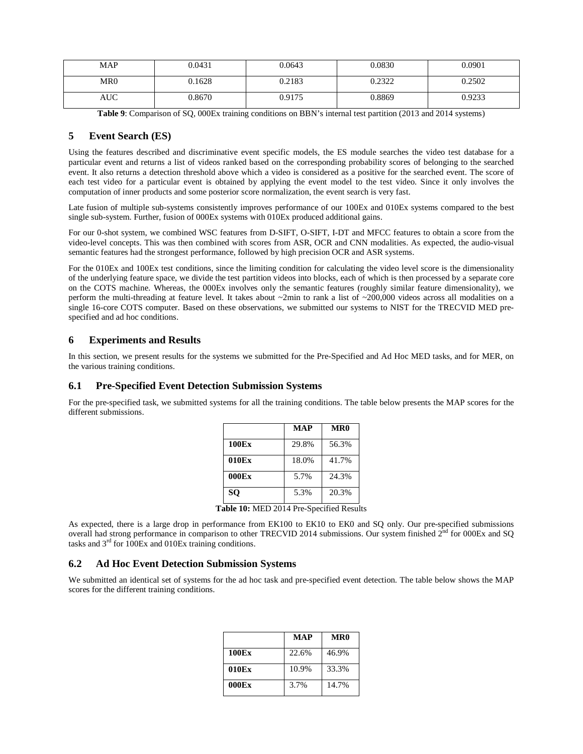| MAP | 0.0431 | 0.0643 | 0.0830 | 0.0901 |
|---|---|---|---|---|
| MR0 | 0.1628 | 0.2183 | 0.2322 | 0.2502 |
| AUC | 0.8670 | 0.9175 | 0.8869 | 0.9233 |

**Table 9**: Comparison of SQ, 000Ex training conditions on BBN's internal test partition (2013 and 2014 systems)

## 5 Event Search (ES)

Using the features described and discriminative event specific models, the ES module searches the video test database for a particular event and returns a list of videos ranked based on the corresponding probability scores of belonging to the searched event. It also returns a detection threshold above which a video is considered as a positive for the searched event. The score of each test video for a particular event is obtained by applying the event model to the test video. Since it only involves the computation of inner products and some posterior score normalization, the event search is very fast.

Late fusion of multiple sub-systems consistently improves performance of our 100Ex and 010Ex systems compared to the best single sub-system. Further, fusion of 000Ex systems with 010Ex produced additional gains.

For our 0-shot system, we combined WSC features from D-SIFT, O-SIFT, I-DT and MFCC features to obtain a score from the video-level concepts. This was then combined with scores from ASR, OCR and CNN modalities. As expected, the audio-visual semantic features had the strongest performance, followed by high precision OCR and ASR systems.

For the 010Ex and 100Ex test conditions, since the limiting condition for calculating the video level score is the dimensionality of the underlying feature space, we divide the test partition videos into blocks, each of which is then processed by a separate core on the COTS machine. Whereas, the 000Ex involves only the semantic features (roughly similar feature dimensionality), we perform the multi-threading at feature level. It takes about ~2min to rank a list of ~200,000 videos across all modalities on a single 16-core COTS computer. Based on these observations, we submitted our systems to NIST for the TRECVID MED pre-specified and ad hoc conditions.

## 6 Experiments and Results

In this section, we present results for the systems we submitted for the Pre-Specified and Ad Hoc MED tasks, and for MER, on the various training conditions.

### 6.1 Pre-Specified Event Detection Submission Systems

For the pre-specified task, we submitted systems for all the training conditions. The table below presents the MAP scores for the different submissions.

| | **MAP** | **MR0** |
|---|---|---|
| **100Ex** | 29.8% | 56.3% |
| **010Ex** | 18.0% | 41.7% |
| **000Ex** | 5.7% | 24.3% |
| **SQ** | 5.3% | 20.3% |

**Table 10:** MED 2014 Pre-Specified Results

As expected, there is a large drop in performance from EK100 to EK10 to EK0 and SQ only. Our pre-specified submissions overall had strong performance in comparison to other TRECVID 2014 submissions. Our system finished 2nd for 000Ex and SQ tasks and 3rd for 100Ex and 010Ex training conditions.

### 6.2 Ad Hoc Event Detection Submission Systems

We submitted an identical set of systems for the ad hoc task and pre-specified event detection. The table below shows the MAP scores for the different training conditions.

| | **MAP** | **MR0** |
|---|---|---|
| **100Ex** | 22.6% | 46.9% |
| **010Ex** | 10.9% | 33.3% |
| **000Ex** | 3.7% | 14.7% |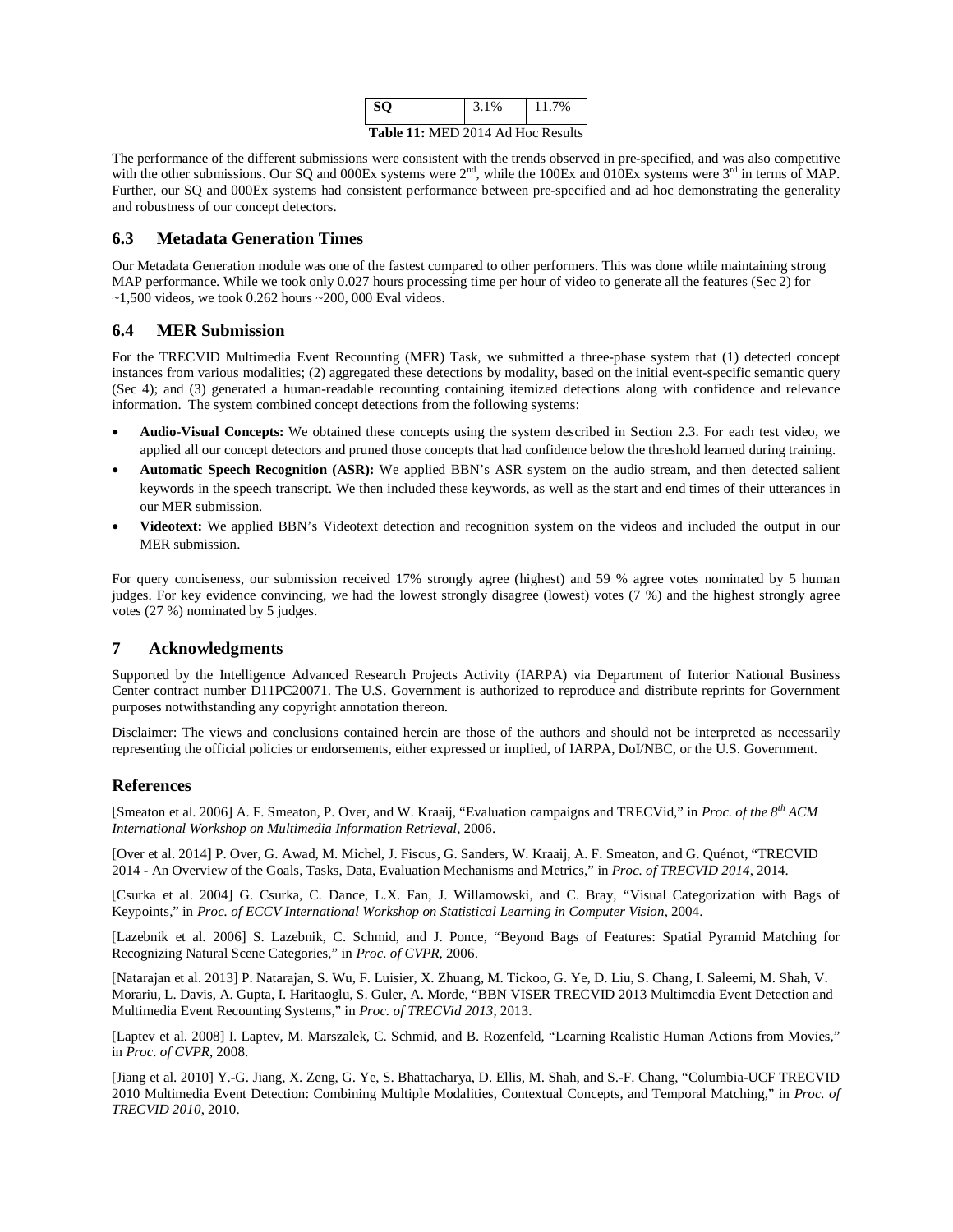| SQ | 3.1% | 11.7% |
|---|---|---|

**Table 11:** MED 2014 Ad Hoc Results

The performance of the different submissions were consistent with the trends observed in pre-specified, and was also competitive with the other submissions. Our SQ and 000Ex systems were 2nd, while the 100Ex and 010Ex systems were 3rd in terms of MAP. Further, our SQ and 000Ex systems had consistent performance between pre-specified and ad hoc demonstrating the generality and robustness of our concept detectors.

## 6.3 Metadata Generation Times

Our Metadata Generation module was one of the fastest compared to other performers. This was done while maintaining strong MAP performance. While we took only 0.027 hours processing time per hour of video to generate all the features (Sec 2) for ~1,500 videos, we took 0.262 hours ~200, 000 Eval videos.

## 6.4 MER Submission

For the TRECVID Multimedia Event Recounting (MER) Task, we submitted a three-phase system that (1) detected concept instances from various modalities; (2) aggregated these detections by modality, based on the initial event-specific semantic query (Sec 4); and (3) generated a human-readable recounting containing itemized detections along with confidence and relevance information. The system combined concept detections from the following systems:

- **Audio-Visual Concepts:** We obtained these concepts using the system described in Section 2.3. For each test video, we applied all our concept detectors and pruned those concepts that had confidence below the threshold learned during training.
- **Automatic Speech Recognition (ASR):** We applied BBN's ASR system on the audio stream, and then detected salient keywords in the speech transcript. We then included these keywords, as well as the start and end times of their utterances in our MER submission.
- **Videotext:** We applied BBN's Videotext detection and recognition system on the videos and included the output in our MER submission.

For query conciseness, our submission received 17% strongly agree (highest) and 59 % agree votes nominated by 5 human judges. For key evidence convincing, we had the lowest strongly disagree (lowest) votes (7 %) and the highest strongly agree votes (27 %) nominated by 5 judges.

# 7 Acknowledgments

Supported by the Intelligence Advanced Research Projects Activity (IARPA) via Department of Interior National Business Center contract number D11PC20071. The U.S. Government is authorized to reproduce and distribute reprints for Government purposes notwithstanding any copyright annotation thereon.

Disclaimer: The views and conclusions contained herein are those of the authors and should not be interpreted as necessarily representing the official policies or endorsements, either expressed or implied, of IARPA, DoI/NBC, or the U.S. Government.

# References

[Smeaton et al. 2006] A. F. Smeaton, P. Over, and W. Kraaij, "Evaluation campaigns and TRECVid," in *Proc. of the 8th ACM International Workshop on Multimedia Information Retrieval*, 2006.

[Over et al. 2014] P. Over, G. Awad, M. Michel, J. Fiscus, G. Sanders, W. Kraaij, A. F. Smeaton, and G. Quénot, "TRECVID 2014 - An Overview of the Goals, Tasks, Data, Evaluation Mechanisms and Metrics," in *Proc. of TRECVID 2014*, 2014.

[Csurka et al. 2004] G. Csurka, C. Dance, L.X. Fan, J. Willamowski, and C. Bray, "Visual Categorization with Bags of Keypoints," in *Proc. of ECCV International Workshop on Statistical Learning in Computer Vision*, 2004.

[Lazebnik et al. 2006] S. Lazebnik, C. Schmid, and J. Ponce, "Beyond Bags of Features: Spatial Pyramid Matching for Recognizing Natural Scene Categories," in *Proc. of CVPR*, 2006.

[Natarajan et al. 2013] P. Natarajan, S. Wu, F. Luisier, X. Zhuang, M. Tickoo, G. Ye, D. Liu, S. Chang, I. Saleemi, M. Shah, V. Morariu, L. Davis, A. Gupta, I. Haritaoglu, S. Guler, A. Morde, "BBN VISER TRECVID 2013 Multimedia Event Detection and Multimedia Event Recounting Systems," in *Proc. of TRECVid 2013*, 2013.

[Laptev et al. 2008] I. Laptev, M. Marszalek, C. Schmid, and B. Rozenfeld, "Learning Realistic Human Actions from Movies," in *Proc. of CVPR*, 2008.

[Jiang et al. 2010] Y.-G. Jiang, X. Zeng, G. Ye, S. Bhattacharya, D. Ellis, M. Shah, and S.-F. Chang, "Columbia-UCF TRECVID 2010 Multimedia Event Detection: Combining Multiple Modalities, Contextual Concepts, and Temporal Matching," in *Proc. of TRECVID 2010*, 2010.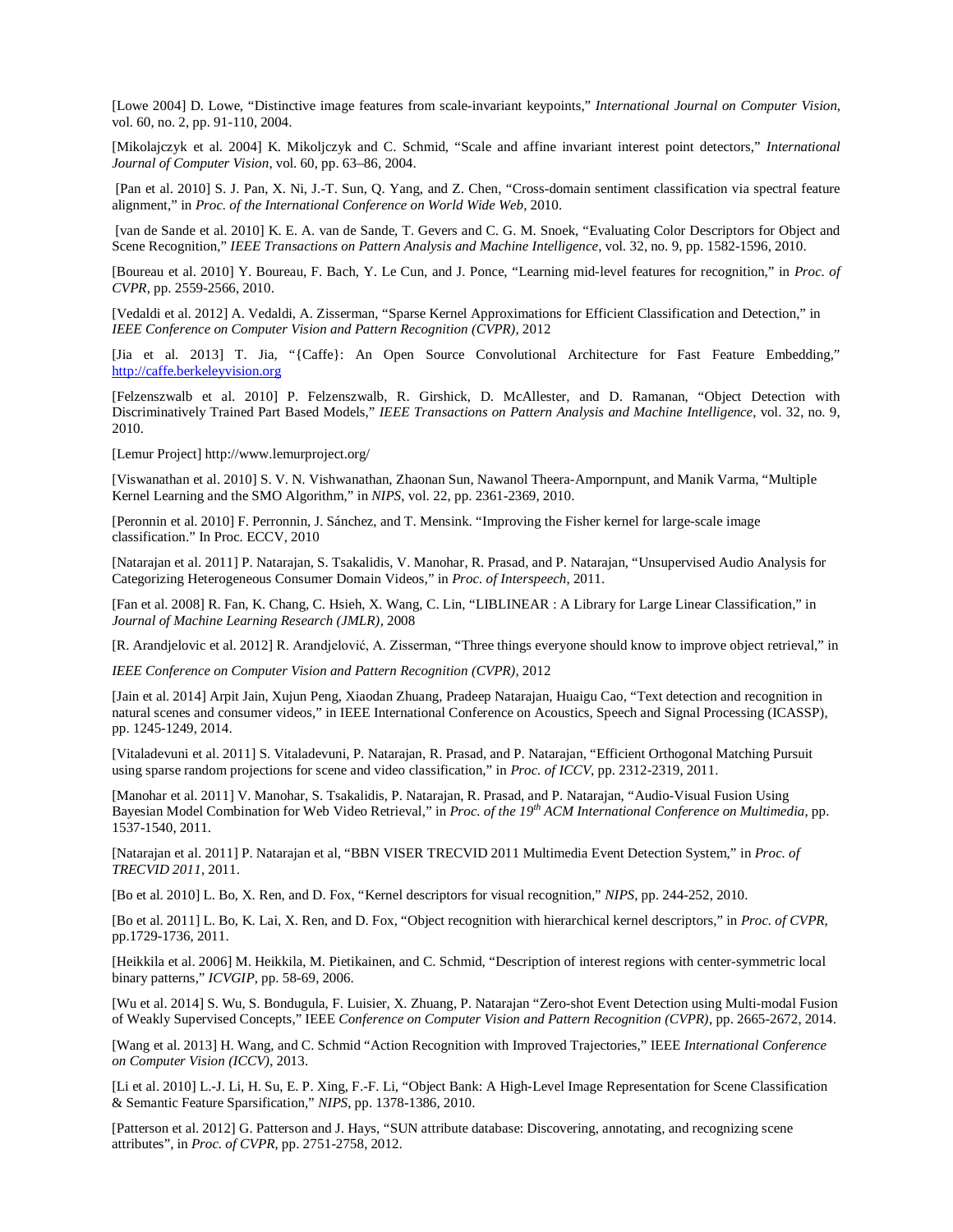[Lowe 2004] D. Lowe, “Distinctive image features from scale-invariant keypoints,” *International Journal on Computer Vision*, vol. 60, no. 2, pp. 91-110, 2004.

[Mikolajczyk et al. 2004] K. Mikoljczyk and C. Schmid, “Scale and affine invariant interest point detectors,” *International Journal of Computer Vision*, vol. 60, pp. 63–86, 2004.

[Pan et al. 2010] S. J. Pan, X. Ni, J.-T. Sun, Q. Yang, and Z. Chen, “Cross-domain sentiment classification via spectral feature alignment,” in *Proc. of the International Conference on World Wide Web*, 2010.

[van de Sande et al. 2010] K. E. A. van de Sande, T. Gevers and C. G. M. Snoek, “Evaluating Color Descriptors for Object and Scene Recognition,” *IEEE Transactions on Pattern Analysis and Machine Intelligence*, vol. 32, no. 9, pp. 1582-1596, 2010.

[Boureau et al. 2010] Y. Boureau, F. Bach, Y. Le Cun, and J. Ponce, “Learning mid-level features for recognition,” in *Proc. of CVPR*, pp. 2559-2566, 2010.

[Vedaldi et al. 2012] A. Vedaldi, A. Zisserman, “Sparse Kernel Approximations for Efficient Classification and Detection,” in *IEEE Conference on Computer Vision and Pattern Recognition (CVPR)*, 2012

[Jia et al. 2013] T. Jia, “{Caffe}: An Open Source Convolutional Architecture for Fast Feature Embedding,” http://caffe.berkeleyvision.org

[Felzenszwalb et al. 2010] P. Felzenszwalb, R. Girshick, D. McAllester, and D. Ramanan, “Object Detection with Discriminatively Trained Part Based Models,” *IEEE Transactions on Pattern Analysis and Machine Intelligence*, vol. 32, no. 9, 2010.

[Lemur Project] http://www.lemurproject.org/

[Viswanathan et al. 2010] S. V. N. Vishwanathan, Zhaonan Sun, Nawanol Theera-Ampornpunt, and Manik Varma, “Multiple Kernel Learning and the SMO Algorithm,” in *NIPS*, vol. 22, pp. 2361-2369, 2010.

[Peronnin et al. 2010] F. Perronnin, J. Sánchez, and T. Mensink. “Improving the Fisher kernel for large-scale image classification.” In Proc. ECCV, 2010

[Natarajan et al. 2011] P. Natarajan, S. Tsakalidis, V. Manohar, R. Prasad, and P. Natarajan, “Unsupervised Audio Analysis for Categorizing Heterogeneous Consumer Domain Videos,” in *Proc. of Interspeech*, 2011.

[Fan et al. 2008] R. Fan, K. Chang, C. Hsieh, X. Wang, C. Lin, “LIBLINEAR : A Library for Large Linear Classification,” in *Journal of Machine Learning Research (JMLR)*, 2008

[R. Arandjelovic et al. 2012] R. Arandjelović, A. Zisserman, “Three things everyone should know to improve object retrieval,” in

*IEEE Conference on Computer Vision and Pattern Recognition (CVPR)*, 2012

[Jain et al. 2014] Arpit Jain, Xujun Peng, Xiaodan Zhuang, Pradeep Natarajan, Huaigu Cao, “Text detection and recognition in natural scenes and consumer videos,” in IEEE International Conference on Acoustics, Speech and Signal Processing (ICASSP), pp. 1245-1249, 2014.

[Vitaladevuni et al. 2011] S. Vitaladevuni, P. Natarajan, R. Prasad, and P. Natarajan, “Efficient Orthogonal Matching Pursuit using sparse random projections for scene and video classification,” in *Proc. of ICCV*, pp. 2312-2319, 2011.

[Manohar et al. 2011] V. Manohar, S. Tsakalidis, P. Natarajan, R. Prasad, and P. Natarajan, “Audio-Visual Fusion Using Bayesian Model Combination for Web Video Retrieval,” in *Proc. of the 19th ACM International Conference on Multimedia*, pp. 1537-1540, 2011.

[Natarajan et al. 2011] P. Natarajan et al, “BBN VISER TRECVID 2011 Multimedia Event Detection System,” in *Proc. of TRECVID 2011*, 2011.

[Bo et al. 2010] L. Bo, X. Ren, and D. Fox, “Kernel descriptors for visual recognition,” *NIPS*, pp. 244-252, 2010.

[Bo et al. 2011] L. Bo, K. Lai, X. Ren, and D. Fox, “Object recognition with hierarchical kernel descriptors,” in *Proc. of CVPR*, pp.1729-1736, 2011.

[Heikkila et al. 2006] M. Heikkila, M. Pietikainen, and C. Schmid, “Description of interest regions with center-symmetric local binary patterns,” *ICVGIP*, pp. 58-69, 2006.

[Wu et al. 2014] S. Wu, S. Bondugula, F. Luisier, X. Zhuang, P. Natarajan “Zero-shot Event Detection using Multi-modal Fusion of Weakly Supervised Concepts,” IEEE *Conference on Computer Vision and Pattern Recognition (CVPR)*, pp. 2665-2672, 2014.

[Wang et al. 2013] H. Wang, and C. Schmid “Action Recognition with Improved Trajectories,” IEEE *International Conference on Computer Vision (ICCV)*, 2013.

[Li et al. 2010] L.-J. Li, H. Su, E. P. Xing, F.-F. Li, “Object Bank: A High-Level Image Representation for Scene Classification & Semantic Feature Sparsification,” *NIPS*, pp. 1378-1386, 2010.

[Patterson et al. 2012] G. Patterson and J. Hays, “SUN attribute database: Discovering, annotating, and recognizing scene attributes”, in *Proc. of CVPR*, pp. 2751-2758, 2012.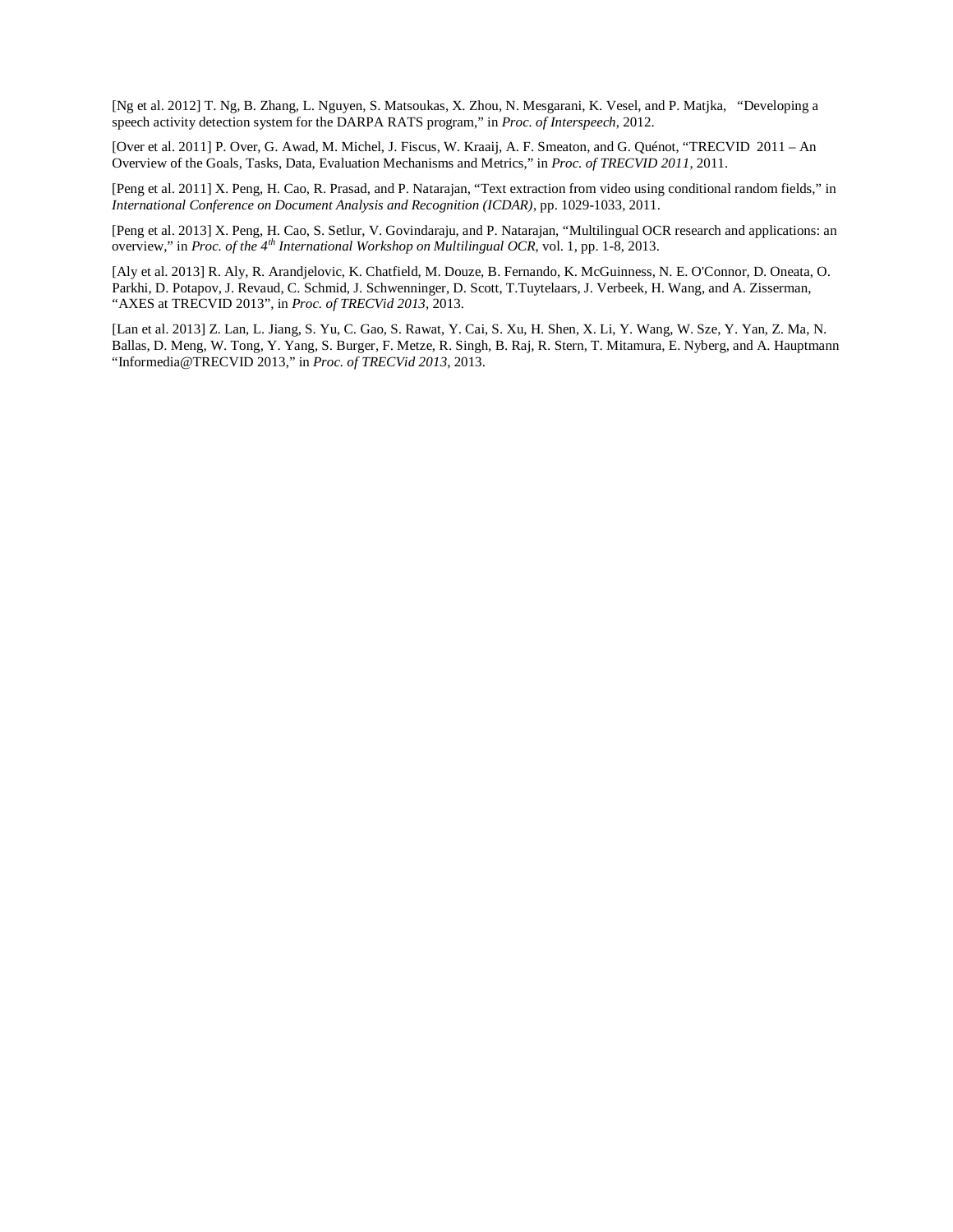[Ng et al. 2012] T. Ng, B. Zhang, L. Nguyen, S. Matsoukas, X. Zhou, N. Mesgarani, K. Vesel, and P. Matjka,   "Developing a speech activity detection system for the DARPA RATS program," in *Proc. of Interspeech*, 2012.

[Over et al. 2011] P. Over, G. Awad, M. Michel, J. Fiscus, W. Kraaij, A. F. Smeaton, and G. Quénot, "TRECVID  2011 – An Overview of the Goals, Tasks, Data, Evaluation Mechanisms and Metrics," in *Proc. of TRECVID 2011*, 2011.

[Peng et al. 2011] X. Peng, H. Cao, R. Prasad, and P. Natarajan, "Text extraction from video using conditional random fields," in *International Conference on Document Analysis and Recognition (ICDAR)*, pp. 1029-1033, 2011.

[Peng et al. 2013] X. Peng, H. Cao, S. Setlur, V. Govindaraju, and P. Natarajan, "Multilingual OCR research and applications: an overview," in *Proc. of the 4th International Workshop on Multilingual OCR*, vol. 1, pp. 1-8, 2013.

[Aly et al. 2013] R. Aly, R. Arandjelovic, K. Chatfield, M. Douze, B. Fernando, K. McGuinness, N. E. O'Connor, D. Oneata, O. Parkhi, D. Potapov, J. Revaud, C. Schmid, J. Schwenninger, D. Scott, T.Tuytelaars, J. Verbeek, H. Wang, and A. Zisserman, "AXES at TRECVID 2013", in *Proc. of TRECVid 2013*, 2013.

[Lan et al. 2013] Z. Lan, L. Jiang, S. Yu, C. Gao, S. Rawat, Y. Cai, S. Xu, H. Shen, X. Li, Y. Wang, W. Sze, Y. Yan, Z. Ma, N. Ballas, D. Meng, W. Tong, Y. Yang, S. Burger, F. Metze, R. Singh, B. Raj, R. Stern, T. Mitamura, E. Nyberg, and A. Hauptmann "Informedia@TRECVID 2013," in *Proc. of TRECVid 2013*, 2013.